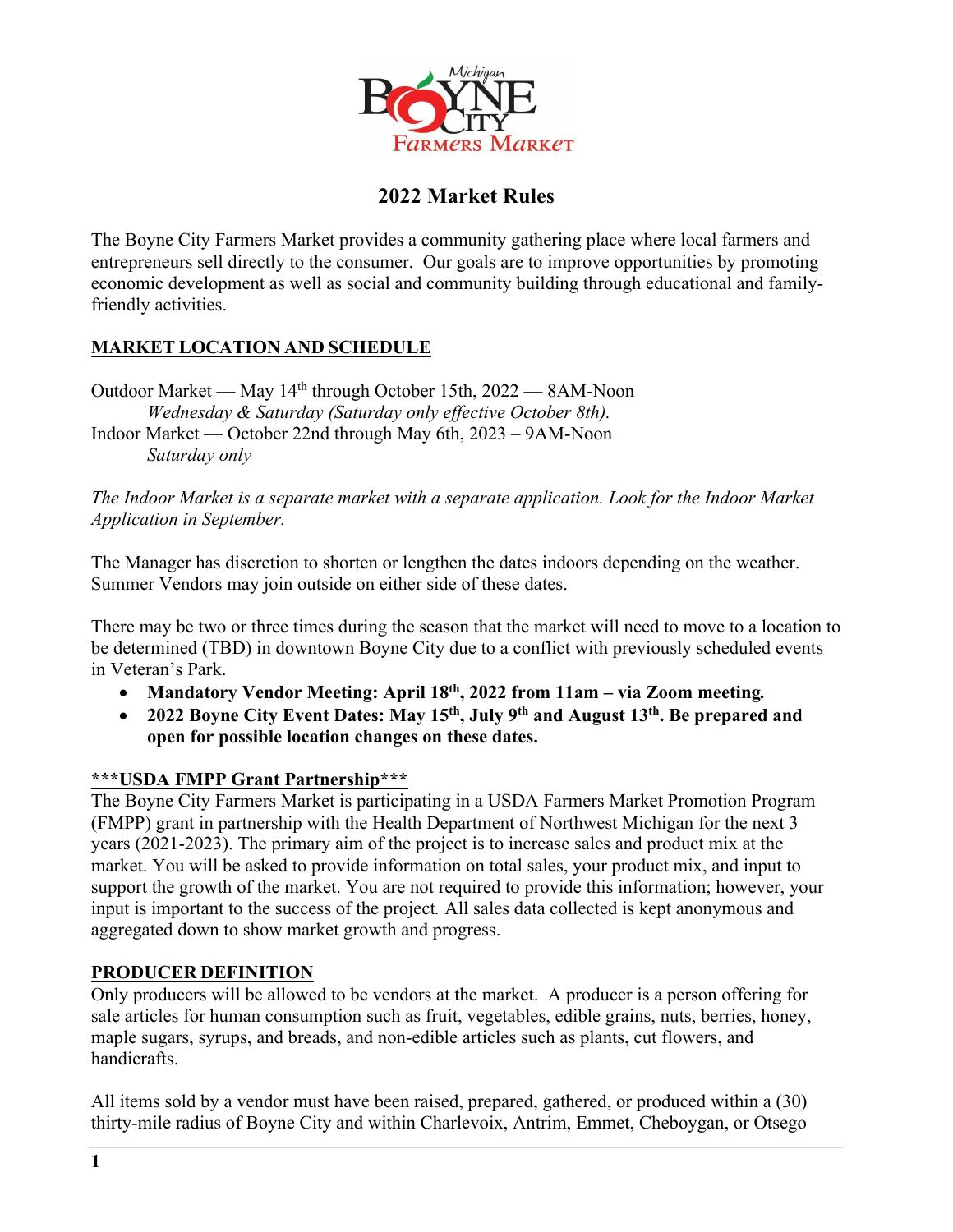# 2022 Market Rules

The Boyne City Farmers Market provides a community gathering place where local farmers and entrepreneurs sell directly to the consumer. Our goals are to improve opportunities by promoting economic development as well as social and community building through educational and family-friendly activities.

## MARKET LOCATION AND SCHEDULE

Outdoor Market — May 14th through October 15th, 2022 — 8AM-Noon
*Wednesday & Saturday (Saturday only effective October 8th).*
Indoor Market — October 22nd through May 6th, 2023 – 9AM-Noon
*Saturday only*

*The Indoor Market is a separate market with a separate application. Look for the Indoor Market Application in September.*

The Manager has discretion to shorten or lengthen the dates indoors depending on the weather. Summer Vendors may join outside on either side of these dates.

There may be two or three times during the season that the market will need to move to a location to be determined (TBD) in downtown Boyne City due to a conflict with previously scheduled events in Veteran's Park.

- **Mandatory Vendor Meeting: April 18th, 2022 from 11am – via Zoom meeting.**
- **2022 Boyne City Event Dates: May 15th, July 9th and August 13th. Be prepared and open for possible location changes on these dates.**

## \*\*\*USDA FMPP Grant Partnership\*\*\*

The Boyne City Farmers Market is participating in a USDA Farmers Market Promotion Program (FMPP) grant in partnership with the Health Department of Northwest Michigan for the next 3 years (2021-2023). The primary aim of the project is to increase sales and product mix at the market. You will be asked to provide information on total sales, your product mix, and input to support the growth of the market. You are not required to provide this information; however, your input is important to the success of the project*.* All sales data collected is kept anonymous and aggregated down to show market growth and progress.

## PRODUCER DEFINITION

Only producers will be allowed to be vendors at the market. A producer is a person offering for sale articles for human consumption such as fruit, vegetables, edible grains, nuts, berries, honey, maple sugars, syrups, and breads, and non-edible articles such as plants, cut flowers, and handicrafts.

All items sold by a vendor must have been raised, prepared, gathered, or produced within a (30) thirty-mile radius of Boyne City and within Charlevoix, Antrim, Emmet, Cheboygan, or Otsego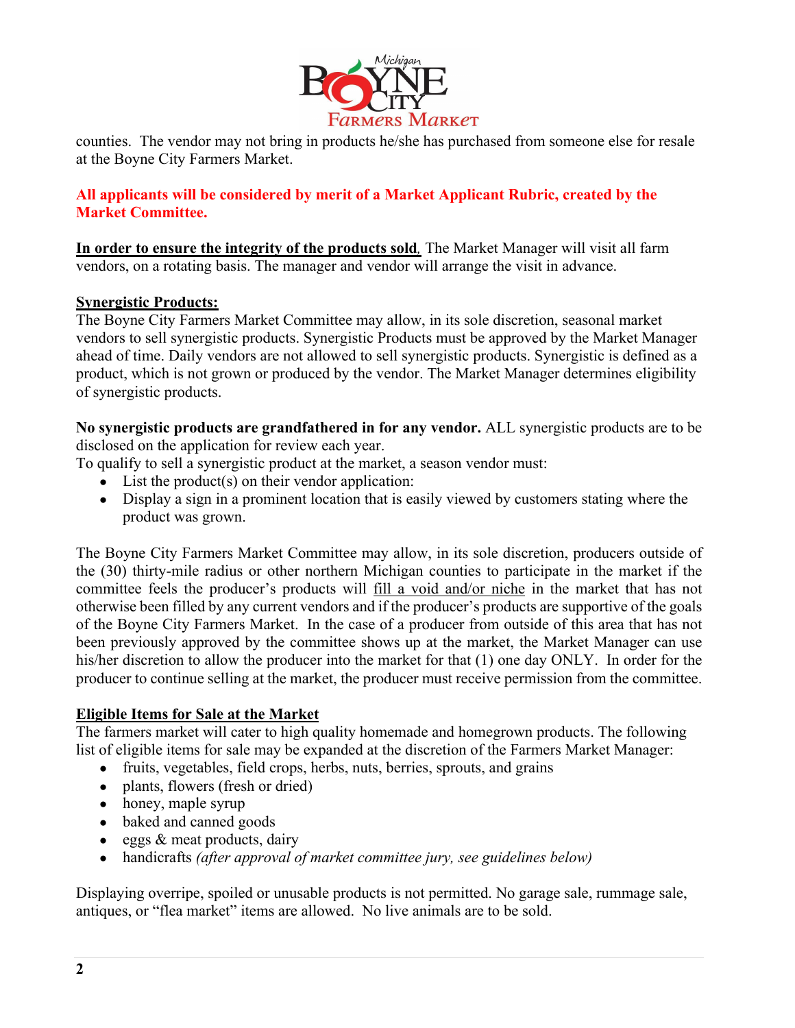counties. The vendor may not bring in products he/she has purchased from someone else for resale at the Boyne City Farmers Market.

**All applicants will be considered by merit of a Market Applicant Rubric, created by the Market Committee.**

**In order to ensure the integrity of the products sold**, The Market Manager will visit all farm vendors, on a rotating basis. The manager and vendor will arrange the visit in advance.

**Synergistic Products:**

The Boyne City Farmers Market Committee may allow, in its sole discretion, seasonal market vendors to sell synergistic products. Synergistic Products must be approved by the Market Manager ahead of time. Daily vendors are not allowed to sell synergistic products. Synergistic is defined as a product, which is not grown or produced by the vendor. The Market Manager determines eligibility of synergistic products.

**No synergistic products are grandfathered in for any vendor.** ALL synergistic products are to be disclosed on the application for review each year.

To qualify to sell a synergistic product at the market, a season vendor must:

- List the product(s) on their vendor application:
- Display a sign in a prominent location that is easily viewed by customers stating where the product was grown.

The Boyne City Farmers Market Committee may allow, in its sole discretion, producers outside of the (30) thirty-mile radius or other northern Michigan counties to participate in the market if the committee feels the producer's products will fill a void and/or niche in the market that has not otherwise been filled by any current vendors and if the producer's products are supportive of the goals of the Boyne City Farmers Market. In the case of a producer from outside of this area that has not been previously approved by the committee shows up at the market, the Market Manager can use his/her discretion to allow the producer into the market for that (1) one day ONLY. In order for the producer to continue selling at the market, the producer must receive permission from the committee.

**Eligible Items for Sale at the Market**

The farmers market will cater to high quality homemade and homegrown products. The following list of eligible items for sale may be expanded at the discretion of the Farmers Market Manager:

- fruits, vegetables, field crops, herbs, nuts, berries, sprouts, and grains
- plants, flowers (fresh or dried)
- honey, maple syrup
- baked and canned goods
- eggs & meat products, dairy
- handicrafts *(after approval of market committee jury, see guidelines below)*

Displaying overripe, spoiled or unusable products is not permitted. No garage sale, rummage sale, antiques, or "flea market" items are allowed. No live animals are to be sold.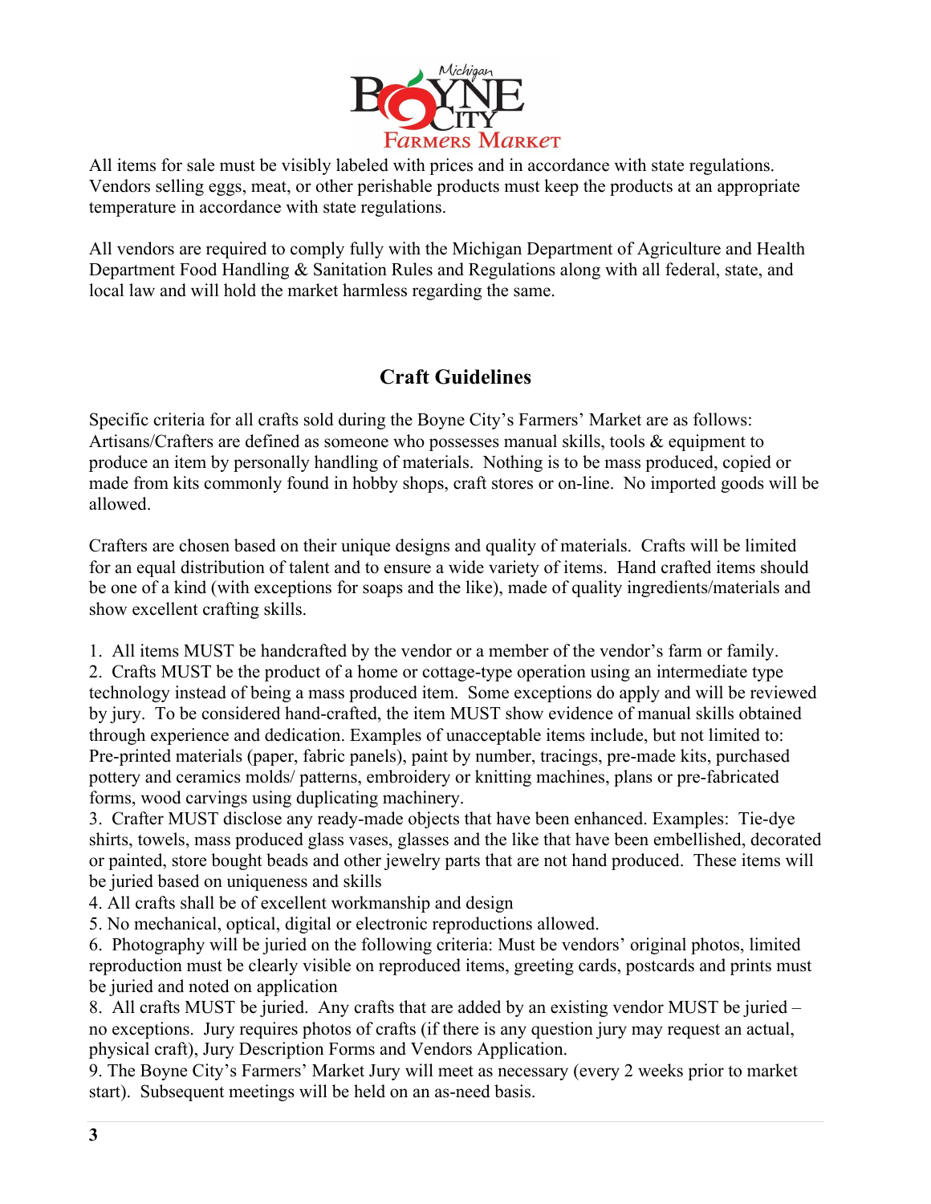All items for sale must be visibly labeled with prices and in accordance with state regulations. Vendors selling eggs, meat, or other perishable products must keep the products at an appropriate temperature in accordance with state regulations.

All vendors are required to comply fully with the Michigan Department of Agriculture and Health Department Food Handling & Sanitation Rules and Regulations along with all federal, state, and local law and will hold the market harmless regarding the same.

## Craft Guidelines

Specific criteria for all crafts sold during the Boyne City's Farmers' Market are as follows: Artisans/Crafters are defined as someone who possesses manual skills, tools & equipment to produce an item by personally handling of materials. Nothing is to be mass produced, copied or made from kits commonly found in hobby shops, craft stores or on-line. No imported goods will be allowed.

Crafters are chosen based on their unique designs and quality of materials. Crafts will be limited for an equal distribution of talent and to ensure a wide variety of items. Hand crafted items should be one of a kind (with exceptions for soaps and the like), made of quality ingredients/materials and show excellent crafting skills.

1. All items MUST be handcrafted by the vendor or a member of the vendor's farm or family.
2. Crafts MUST be the product of a home or cottage-type operation using an intermediate type technology instead of being a mass produced item. Some exceptions do apply and will be reviewed by jury. To be considered hand-crafted, the item MUST show evidence of manual skills obtained through experience and dedication. Examples of unacceptable items include, but not limited to: Pre-printed materials (paper, fabric panels), paint by number, tracings, pre-made kits, purchased pottery and ceramics molds/ patterns, embroidery or knitting machines, plans or pre-fabricated forms, wood carvings using duplicating machinery.
3. Crafter MUST disclose any ready-made objects that have been enhanced. Examples: Tie-dye shirts, towels, mass produced glass vases, glasses and the like that have been embellished, decorated or painted, store bought beads and other jewelry parts that are not hand produced. These items will be juried based on uniqueness and skills
4. All crafts shall be of excellent workmanship and design
5. No mechanical, optical, digital or electronic reproductions allowed.
6. Photography will be juried on the following criteria: Must be vendors' original photos, limited reproduction must be clearly visible on reproduced items, greeting cards, postcards and prints must be juried and noted on application
8. All crafts MUST be juried. Any crafts that are added by an existing vendor MUST be juried – no exceptions. Jury requires photos of crafts (if there is any question jury may request an actual, physical craft), Jury Description Forms and Vendors Application.
9. The Boyne City's Farmers' Market Jury will meet as necessary (every 2 weeks prior to market start). Subsequent meetings will be held on an as-need basis.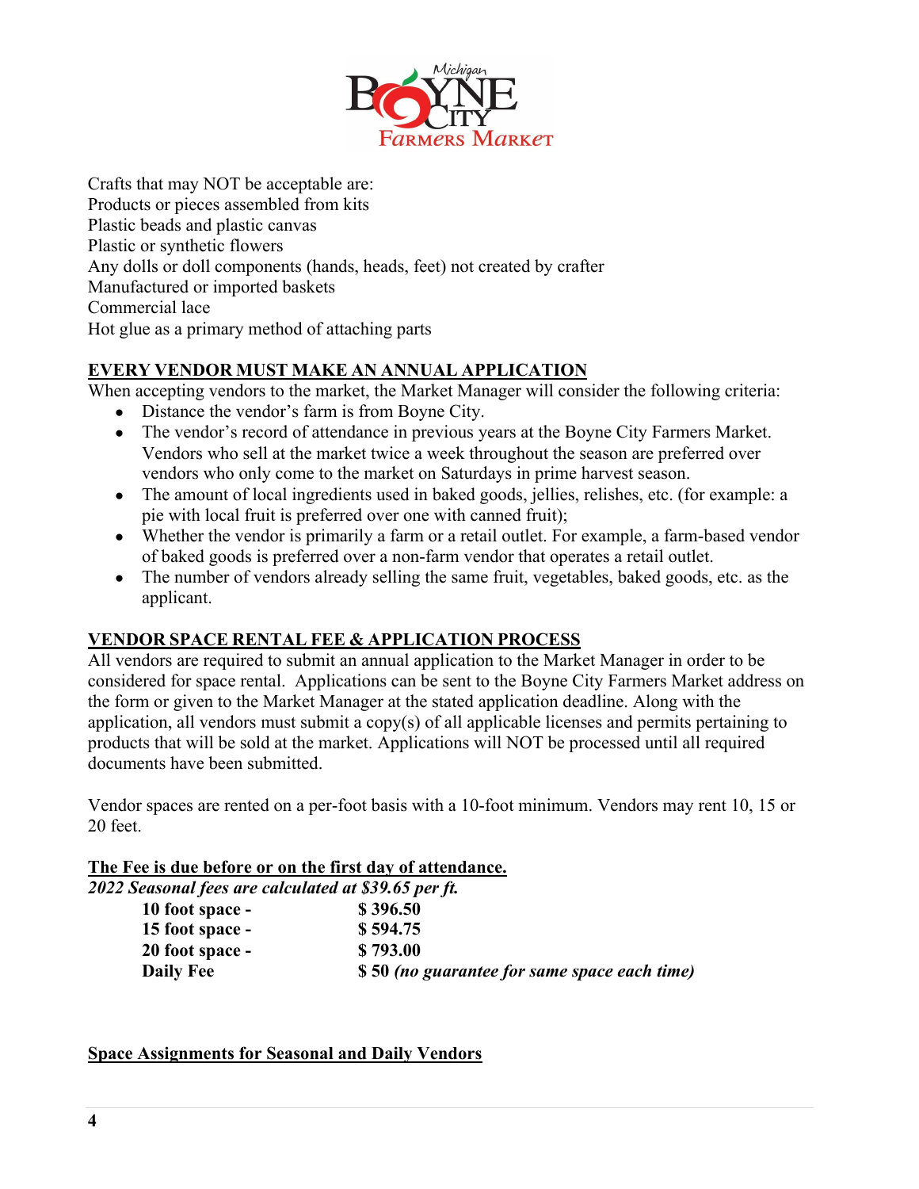Crafts that may NOT be acceptable are:
Products or pieces assembled from kits
Plastic beads and plastic canvas
Plastic or synthetic flowers
Any dolls or doll components (hands, heads, feet) not created by crafter
Manufactured or imported baskets
Commercial lace
Hot glue as a primary method of attaching parts

## EVERY VENDOR MUST MAKE AN ANNUAL APPLICATION

When accepting vendors to the market, the Market Manager will consider the following criteria:

- Distance the vendor's farm is from Boyne City.
- The vendor's record of attendance in previous years at the Boyne City Farmers Market. Vendors who sell at the market twice a week throughout the season are preferred over vendors who only come to the market on Saturdays in prime harvest season.
- The amount of local ingredients used in baked goods, jellies, relishes, etc. (for example: a pie with local fruit is preferred over one with canned fruit);
- Whether the vendor is primarily a farm or a retail outlet. For example, a farm-based vendor of baked goods is preferred over a non-farm vendor that operates a retail outlet.
- The number of vendors already selling the same fruit, vegetables, baked goods, etc. as the applicant.

## VENDOR SPACE RENTAL FEE & APPLICATION PROCESS

All vendors are required to submit an annual application to the Market Manager in order to be considered for space rental. Applications can be sent to the Boyne City Farmers Market address on the form or given to the Market Manager at the stated application deadline. Along with the application, all vendors must submit a copy(s) of all applicable licenses and permits pertaining to products that will be sold at the market. Applications will NOT be processed until all required documents have been submitted.

Vendor spaces are rented on a per-foot basis with a 10-foot minimum. Vendors may rent 10, 15 or 20 feet.

**The Fee is due before or on the first day of attendance.**

***2022 Seasonal fees are calculated at $39.65 per ft.***

| | |
|---|---|
| **10 foot space -** | **$ 396.50** |
| **15 foot space -** | **$ 594.75** |
| **20 foot space -** | **$ 793.00** |
| **Daily Fee** | **$ 50** ***(no guarantee for same space each time)*** |

## Space Assignments for Seasonal and Daily Vendors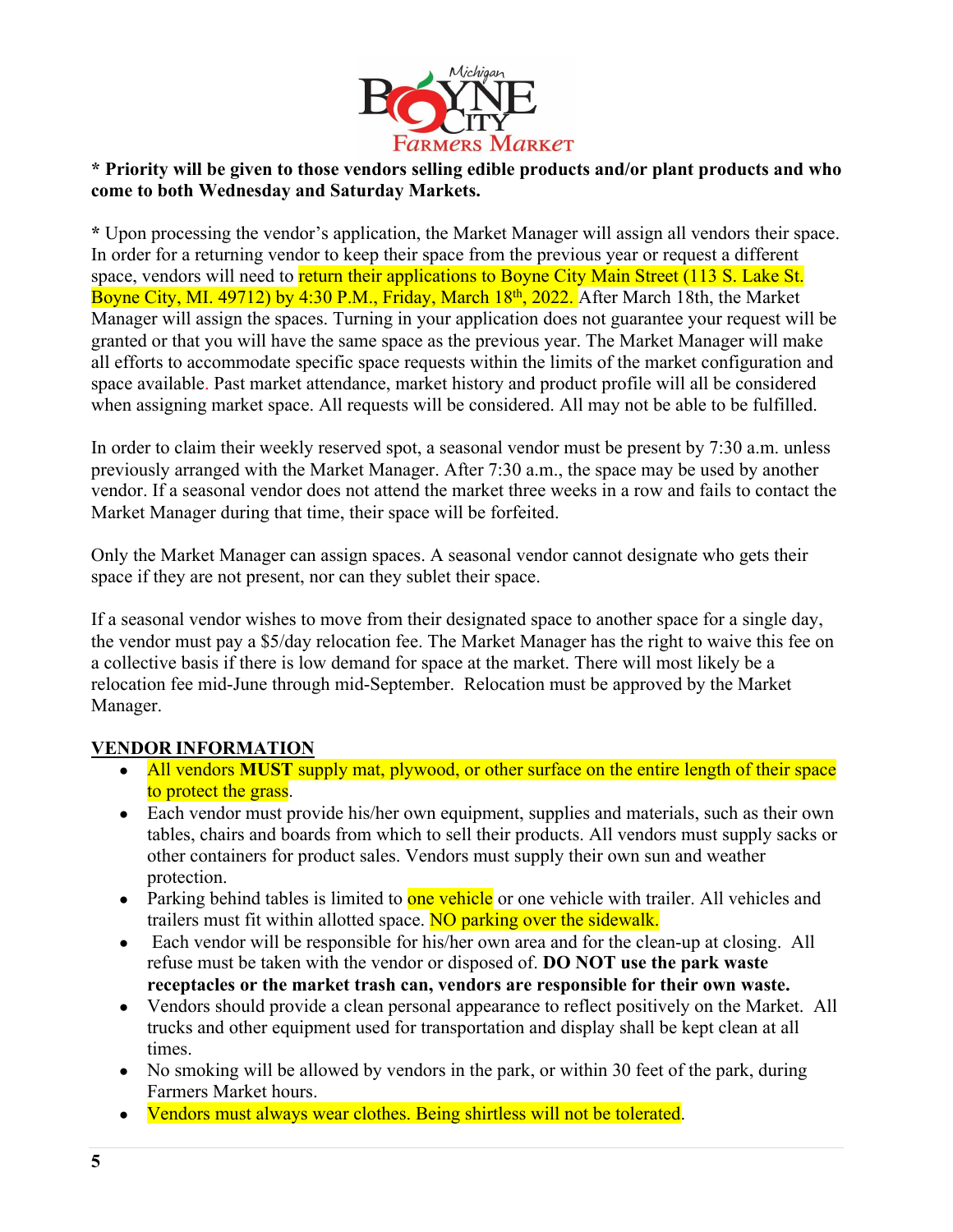**\* Priority will be given to those vendors selling edible products and/or plant products and who come to both Wednesday and Saturday Markets.**

**\*** Upon processing the vendor's application, the Market Manager will assign all vendors their space. In order for a returning vendor to keep their space from the previous year or request a different space, vendors will need to return their applications to Boyne City Main Street (113 S. Lake St. Boyne City, MI. 49712) by 4:30 P.M., Friday, March 18th, 2022. After March 18th, the Market Manager will assign the spaces. Turning in your application does not guarantee your request will be granted or that you will have the same space as the previous year. The Market Manager will make all efforts to accommodate specific space requests within the limits of the market configuration and space available. Past market attendance, market history and product profile will all be considered when assigning market space. All requests will be considered. All may not be able to be fulfilled.

In order to claim their weekly reserved spot, a seasonal vendor must be present by 7:30 a.m. unless previously arranged with the Market Manager. After 7:30 a.m., the space may be used by another vendor. If a seasonal vendor does not attend the market three weeks in a row and fails to contact the Market Manager during that time, their space will be forfeited.

Only the Market Manager can assign spaces. A seasonal vendor cannot designate who gets their space if they are not present, nor can they sublet their space.

If a seasonal vendor wishes to move from their designated space to another space for a single day, the vendor must pay a $5/day relocation fee. The Market Manager has the right to waive this fee on a collective basis if there is low demand for space at the market. There will most likely be a relocation fee mid-June through mid-September. Relocation must be approved by the Market Manager.

## VENDOR INFORMATION

- All vendors **MUST** supply mat, plywood, or other surface on the entire length of their space to protect the grass.
- Each vendor must provide his/her own equipment, supplies and materials, such as their own tables, chairs and boards from which to sell their products. All vendors must supply sacks or other containers for product sales. Vendors must supply their own sun and weather protection.
- Parking behind tables is limited to one vehicle or one vehicle with trailer. All vehicles and trailers must fit within allotted space. NO parking over the sidewalk.
- Each vendor will be responsible for his/her own area and for the clean-up at closing. All refuse must be taken with the vendor or disposed of. **DO NOT use the park waste receptacles or the market trash can, vendors are responsible for their own waste.**
- Vendors should provide a clean personal appearance to reflect positively on the Market. All trucks and other equipment used for transportation and display shall be kept clean at all times.
- No smoking will be allowed by vendors in the park, or within 30 feet of the park, during Farmers Market hours.
- Vendors must always wear clothes. Being shirtless will not be tolerated.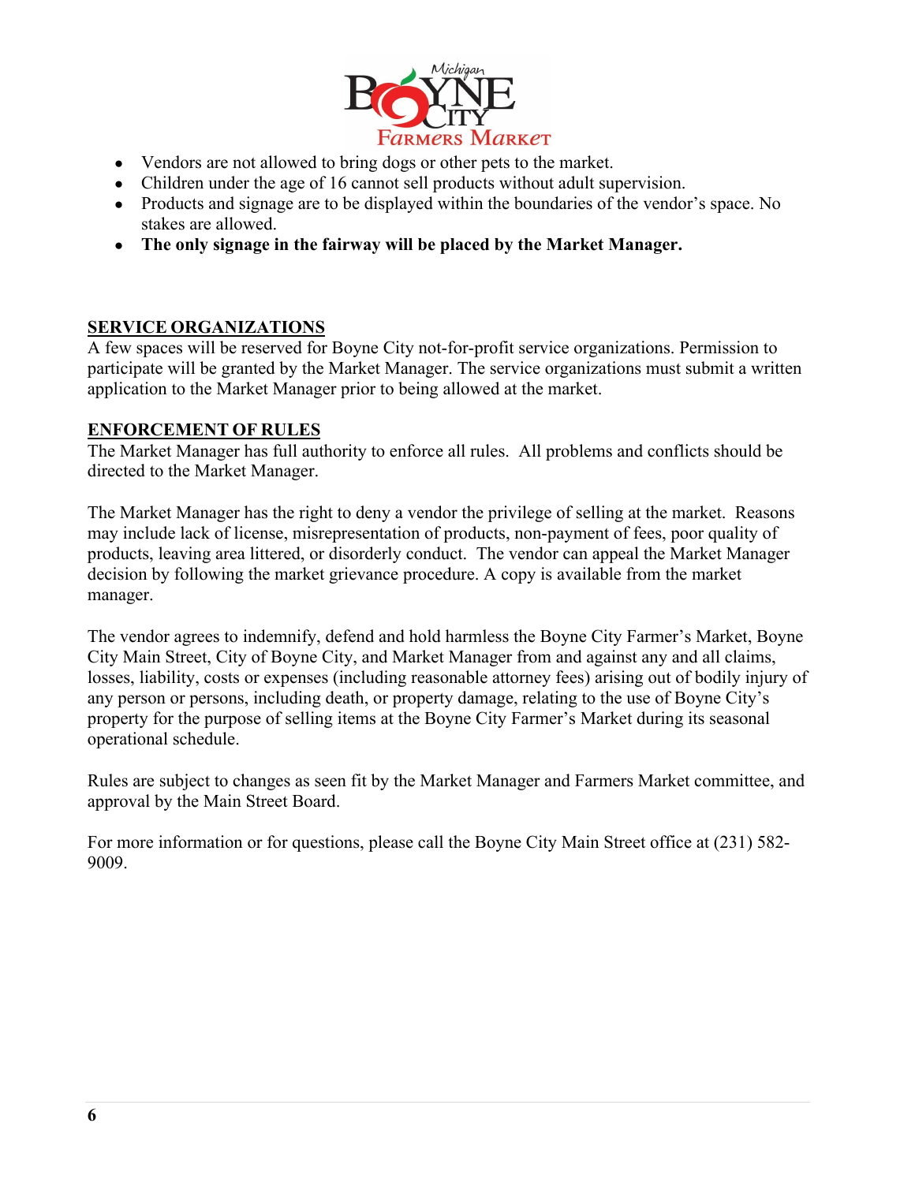- Vendors are not allowed to bring dogs or other pets to the market.
- Children under the age of 16 cannot sell products without adult supervision.
- Products and signage are to be displayed within the boundaries of the vendor's space. No stakes are allowed.
- **The only signage in the fairway will be placed by the Market Manager.**

## SERVICE ORGANIZATIONS

A few spaces will be reserved for Boyne City not-for-profit service organizations. Permission to participate will be granted by the Market Manager. The service organizations must submit a written application to the Market Manager prior to being allowed at the market.

## ENFORCEMENT OF RULES

The Market Manager has full authority to enforce all rules. All problems and conflicts should be directed to the Market Manager.

The Market Manager has the right to deny a vendor the privilege of selling at the market. Reasons may include lack of license, misrepresentation of products, non-payment of fees, poor quality of products, leaving area littered, or disorderly conduct. The vendor can appeal the Market Manager decision by following the market grievance procedure. A copy is available from the market manager.

The vendor agrees to indemnify, defend and hold harmless the Boyne City Farmer's Market, Boyne City Main Street, City of Boyne City, and Market Manager from and against any and all claims, losses, liability, costs or expenses (including reasonable attorney fees) arising out of bodily injury of any person or persons, including death, or property damage, relating to the use of Boyne City's property for the purpose of selling items at the Boyne City Farmer's Market during its seasonal operational schedule.

Rules are subject to changes as seen fit by the Market Manager and Farmers Market committee, and approval by the Main Street Board.

For more information or for questions, please call the Boyne City Main Street office at (231) 582-9009.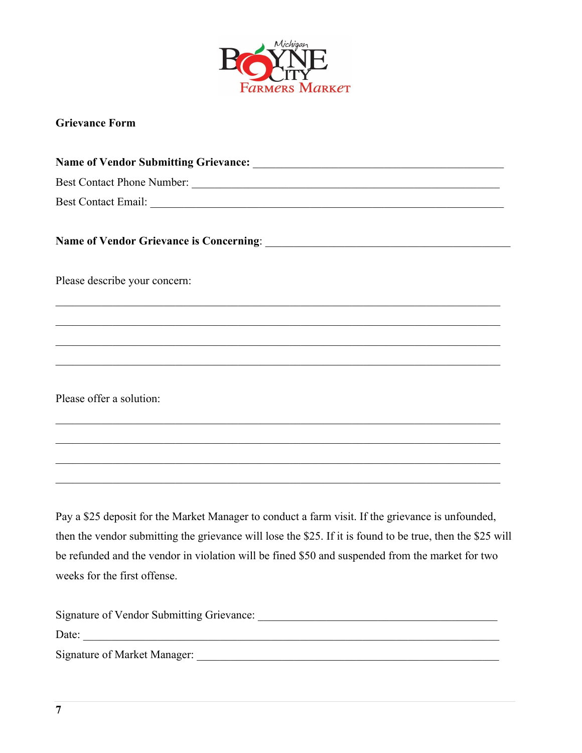Michigan
BOYNE CITY
FARMERS MARKET

**Grievance Form**

**Name of Vendor Submitting Grievance:** ____________________________________________

Best Contact Phone Number: ______________________________________________________

Best Contact Email: _____________________________________________________________

**Name of Vendor Grievance is Concerning**: __________________________________________

Please describe your concern:

_____________________________________________________________________________

_____________________________________________________________________________

_____________________________________________________________________________

_____________________________________________________________________________

Please offer a solution:

_____________________________________________________________________________

_____________________________________________________________________________

_____________________________________________________________________________

_____________________________________________________________________________

Pay a $25 deposit for the Market Manager to conduct a farm visit. If the grievance is unfounded, then the vendor submitting the grievance will lose the $25. If it is found to be true, then the $25 will be refunded and the vendor in violation will be fined $50 and suspended from the market for two weeks for the first offense.

Signature of Vendor Submitting Grievance: ___________________________________________

Date: ___________________________________________________________________________

Signature of Market Manager: ______________________________________________________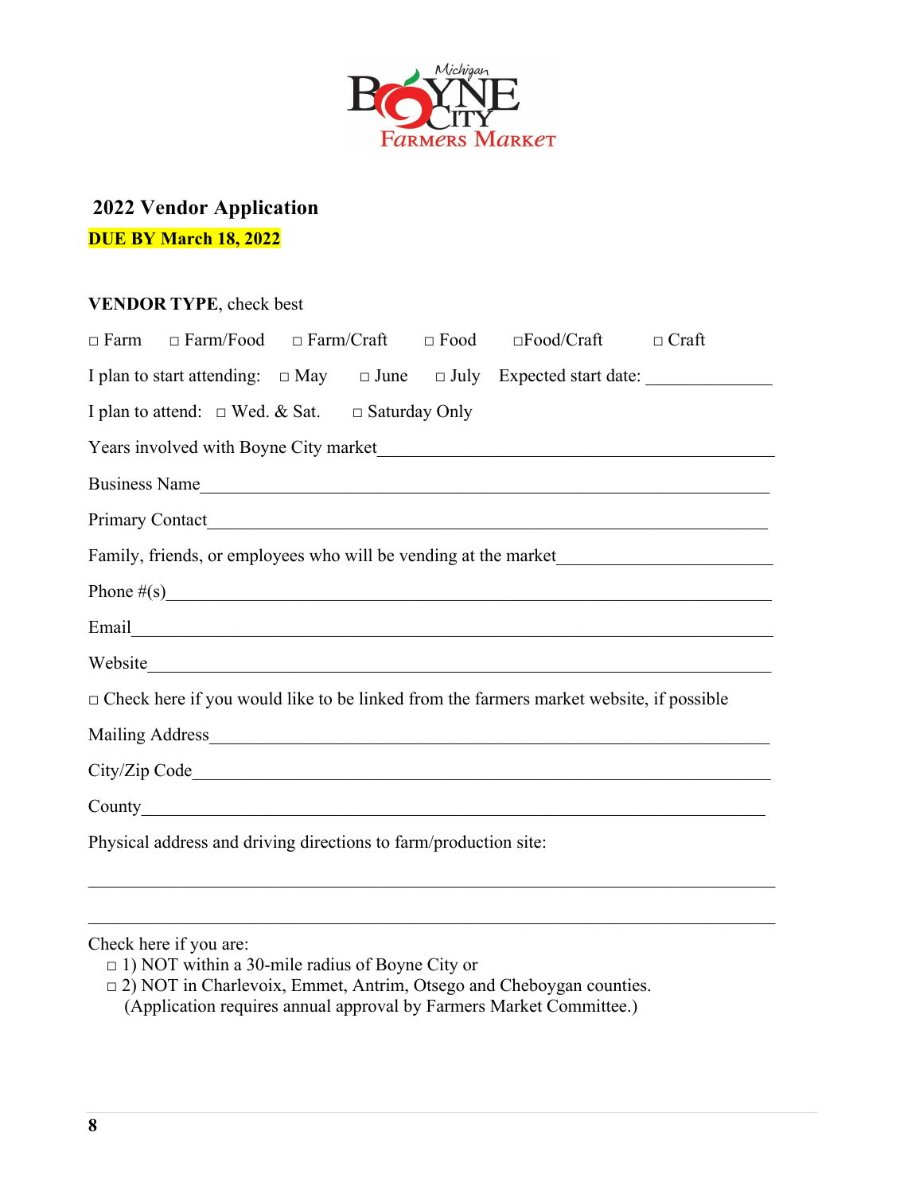## 2022 Vendor Application

**DUE BY March 18, 2022**

**VENDOR TYPE**, check best

□ Farm □ Farm/Food □ Farm/Craft □ Food □Food/Craft □ Craft

I plan to start attending: □ May □ June □ July Expected start date: _____________

I plan to attend: □ Wed. & Sat. □ Saturday Only

Years involved with Boyne City market_________________________________________

Business Name___________________________________________________________

Primary Contact__________________________________________________________

Family, friends, or employees who will be vending at the market______________________

Phone #(s)______________________________________________________________

Email__________________________________________________________________

Website________________________________________________________________

□ Check here if you would like to be linked from the farmers market website, if possible

Mailing Address__________________________________________________________

City/Zip Code____________________________________________________________

County_________________________________________________________________

Physical address and driving directions to farm/production site:

_______________________________________________________________________

_______________________________________________________________________

Check here if you are:

- □ 1) NOT within a 30-mile radius of Boyne City or
- □ 2) NOT in Charlevoix, Emmet, Antrim, Otsego and Cheboygan counties.
  (Application requires annual approval by Farmers Market Committee.)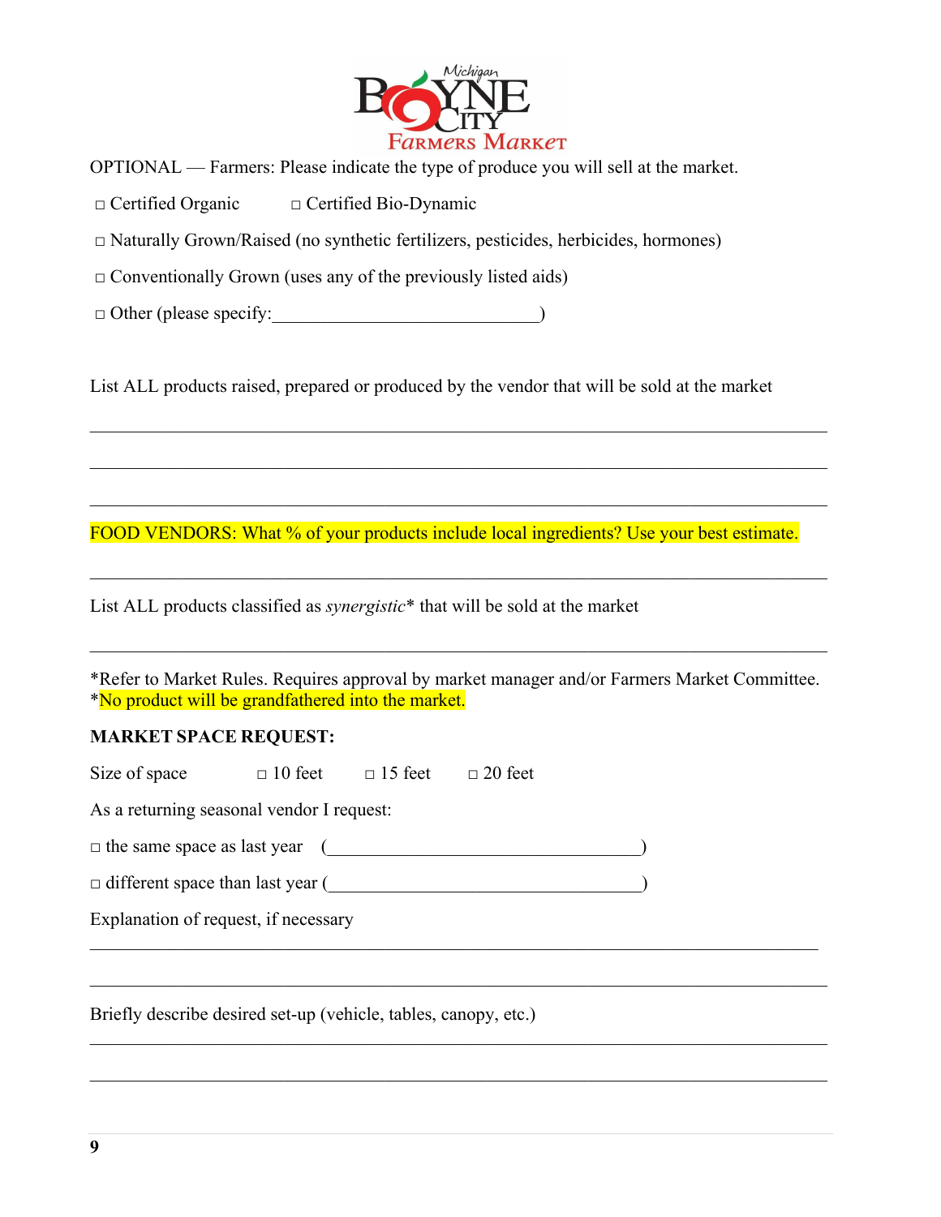OPTIONAL — Farmers: Please indicate the type of produce you will sell at the market.

□ Certified Organic □ Certified Bio-Dynamic

□ Naturally Grown/Raised (no synthetic fertilizers, pesticides, herbicides, hormones)

□ Conventionally Grown (uses any of the previously listed aids)

□ Other (please specify:____________________________)

List ALL products raised, prepared or produced by the vendor that will be sold at the market

______________________________________________________________________________

______________________________________________________________________________

______________________________________________________________________________

FOOD VENDORS: What % of your products include local ingredients? Use your best estimate.

______________________________________________________________________________

List ALL products classified as *synergistic** that will be sold at the market

______________________________________________________________________________

*Refer to Market Rules. Requires approval by market manager and/or Farmers Market Committee.
*No product will be grandfathered into the market.

**MARKET SPACE REQUEST:**

Size of space □ 10 feet □ 15 feet □ 20 feet

As a returning seasonal vendor I request:

□ the same space as last year (__________________________________)

□ different space than last year (__________________________________)

Explanation of request, if necessary

______________________________________________________________________________

______________________________________________________________________________

Briefly describe desired set-up (vehicle, tables, canopy, etc.)

______________________________________________________________________________

______________________________________________________________________________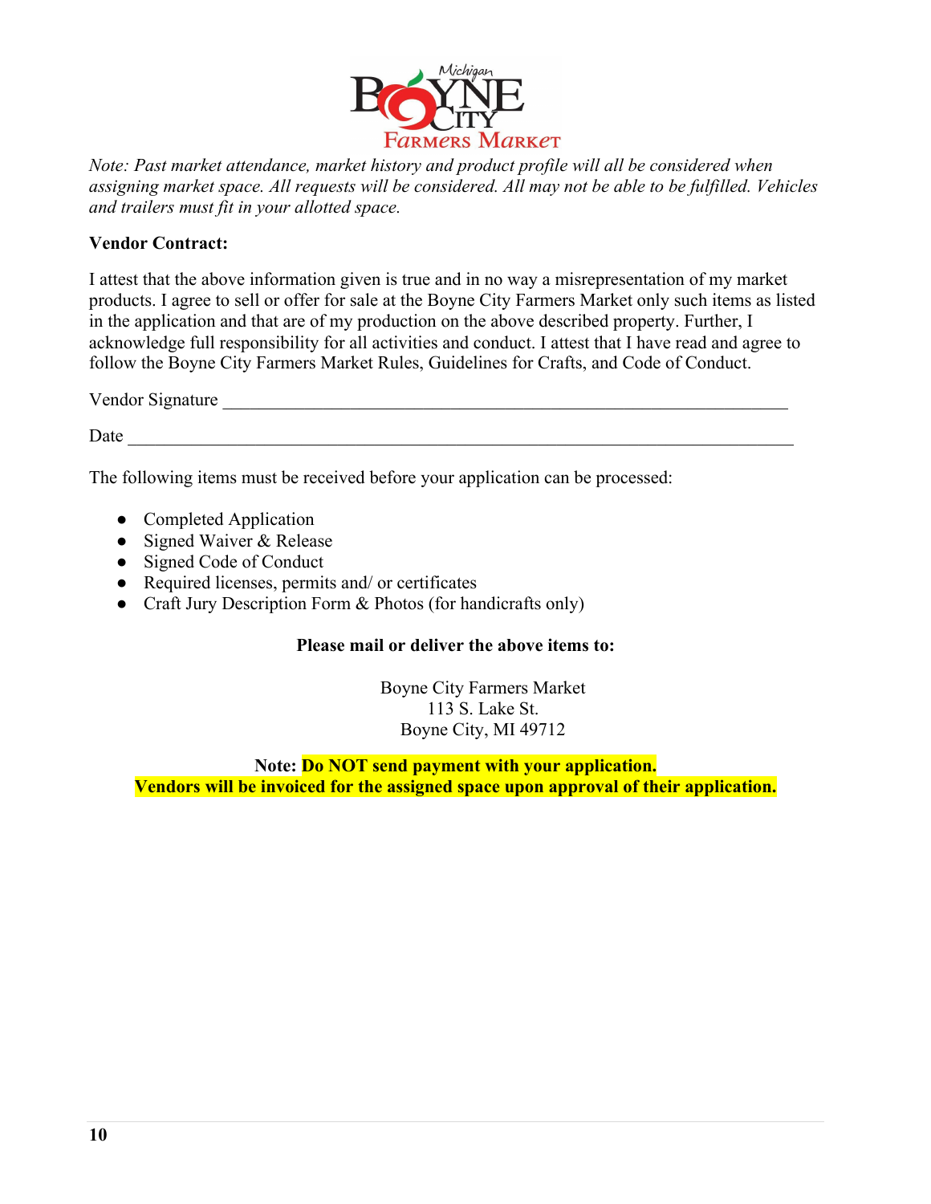*Note: Past market attendance, market history and product profile will all be considered when assigning market space. All requests will be considered. All may not be able to be fulfilled. Vehicles and trailers must fit in your allotted space.*

**Vendor Contract:**

I attest that the above information given is true and in no way a misrepresentation of my market products. I agree to sell or offer for sale at the Boyne City Farmers Market only such items as listed in the application and that are of my production on the above described property. Further, I acknowledge full responsibility for all activities and conduct. I attest that I have read and agree to follow the Boyne City Farmers Market Rules, Guidelines for Crafts, and Code of Conduct.

Vendor Signature ________________________________________________________________

Date ___________________________________________________________________________

The following items must be received before your application can be processed:

- Completed Application
- Signed Waiver & Release
- Signed Code of Conduct
- Required licenses, permits and/ or certificates
- Craft Jury Description Form & Photos (for handicrafts only)

**Please mail or deliver the above items to:**

Boyne City Farmers Market
113 S. Lake St.
Boyne City, MI 49712

**Note: Do NOT send payment with your application.**
**Vendors will be invoiced for the assigned space upon approval of their application.**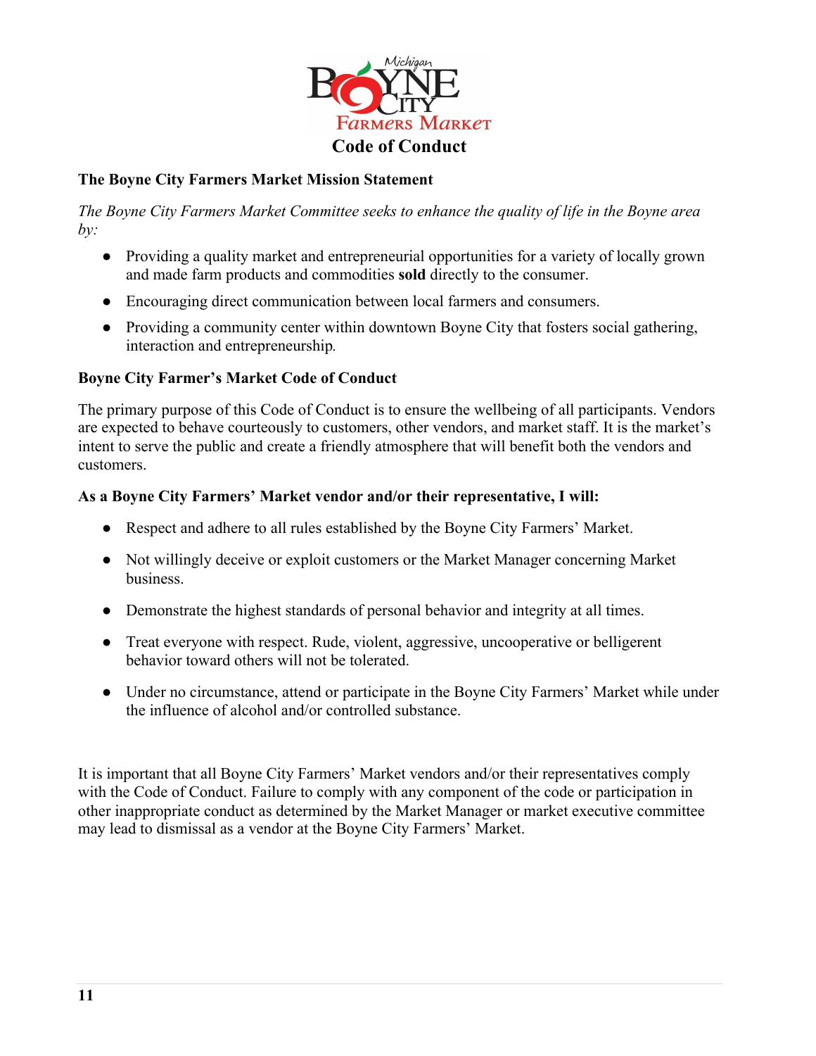# Code of Conduct

**The Boyne City Farmers Market Mission Statement**

*The Boyne City Farmers Market Committee seeks to enhance the quality of life in the Boyne area by:*

- Providing a quality market and entrepreneurial opportunities for a variety of locally grown and made farm products and commodities **sold** directly to the consumer.
- Encouraging direct communication between local farmers and consumers.
- Providing a community center within downtown Boyne City that fosters social gathering, interaction and entrepreneurship.

**Boyne City Farmer's Market Code of Conduct**

The primary purpose of this Code of Conduct is to ensure the wellbeing of all participants. Vendors are expected to behave courteously to customers, other vendors, and market staff. It is the market's intent to serve the public and create a friendly atmosphere that will benefit both the vendors and customers.

**As a Boyne City Farmers' Market vendor and/or their representative, I will:**

- Respect and adhere to all rules established by the Boyne City Farmers' Market.
- Not willingly deceive or exploit customers or the Market Manager concerning Market business.
- Demonstrate the highest standards of personal behavior and integrity at all times.
- Treat everyone with respect. Rude, violent, aggressive, uncooperative or belligerent behavior toward others will not be tolerated.
- Under no circumstance, attend or participate in the Boyne City Farmers' Market while under the influence of alcohol and/or controlled substance.

It is important that all Boyne City Farmers' Market vendors and/or their representatives comply with the Code of Conduct. Failure to comply with any component of the code or participation in other inappropriate conduct as determined by the Market Manager or market executive committee may lead to dismissal as a vendor at the Boyne City Farmers' Market.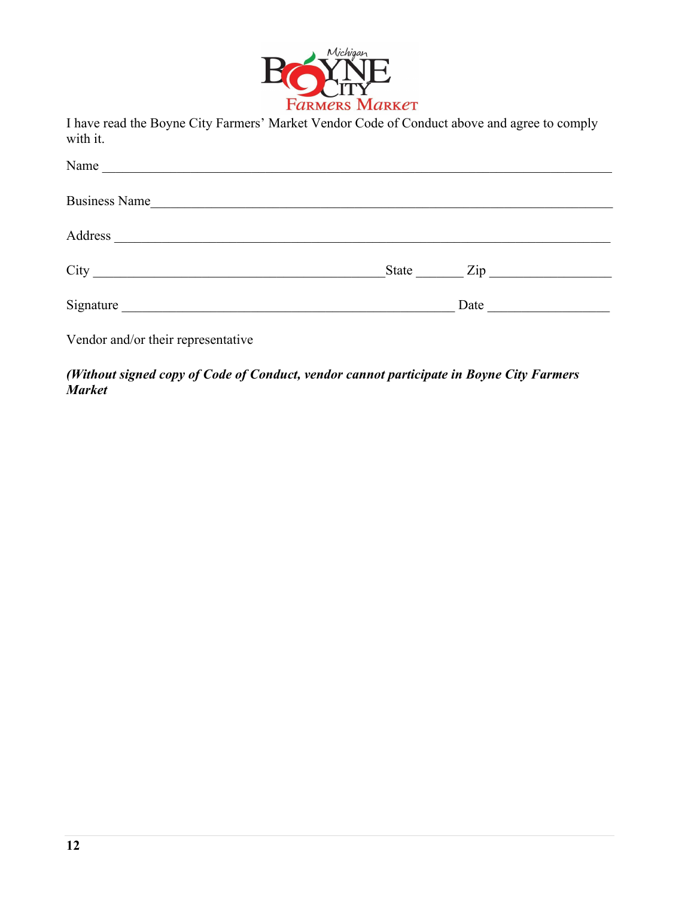I have read the Boyne City Farmers' Market Vendor Code of Conduct above and agree to comply with it.

Name ______________________________________________________________________

Business Name_______________________________________________________________

Address ____________________________________________________________________

City ____________________________________State _______ Zip _________________

Signature ___________________________________________ Date _________________

Vendor and/or their representative

***(Without signed copy of Code of Conduct, vendor cannot participate in Boyne City Farmers Market***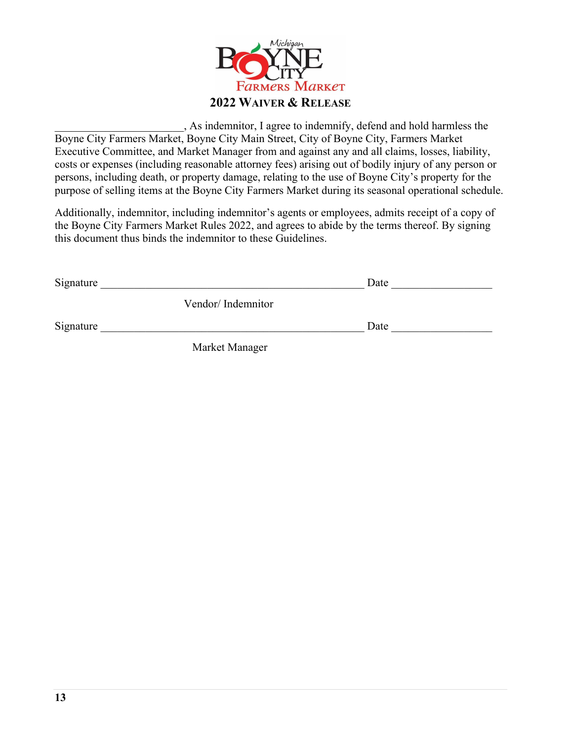Michigan BOYNE CITY Farmers Market

# 2022 Waiver & Release

______________________, As indemnitor, I agree to indemnify, defend and hold harmless the Boyne City Farmers Market, Boyne City Main Street, City of Boyne City, Farmers Market Executive Committee, and Market Manager from and against any and all claims, losses, liability, costs or expenses (including reasonable attorney fees) arising out of bodily injury of any person or persons, including death, or property damage, relating to the use of Boyne City's property for the purpose of selling items at the Boyne City Farmers Market during its seasonal operational schedule.

Additionally, indemnitor, including indemnitor's agents or employees, admits receipt of a copy of the Boyne City Farmers Market Rules 2022, and agrees to abide by the terms thereof. By signing this document thus binds the indemnitor to these Guidelines.

Signature ________________________________________________ Date _________________

Vendor/ Indemnitor

Signature ________________________________________________ Date _________________

Market Manager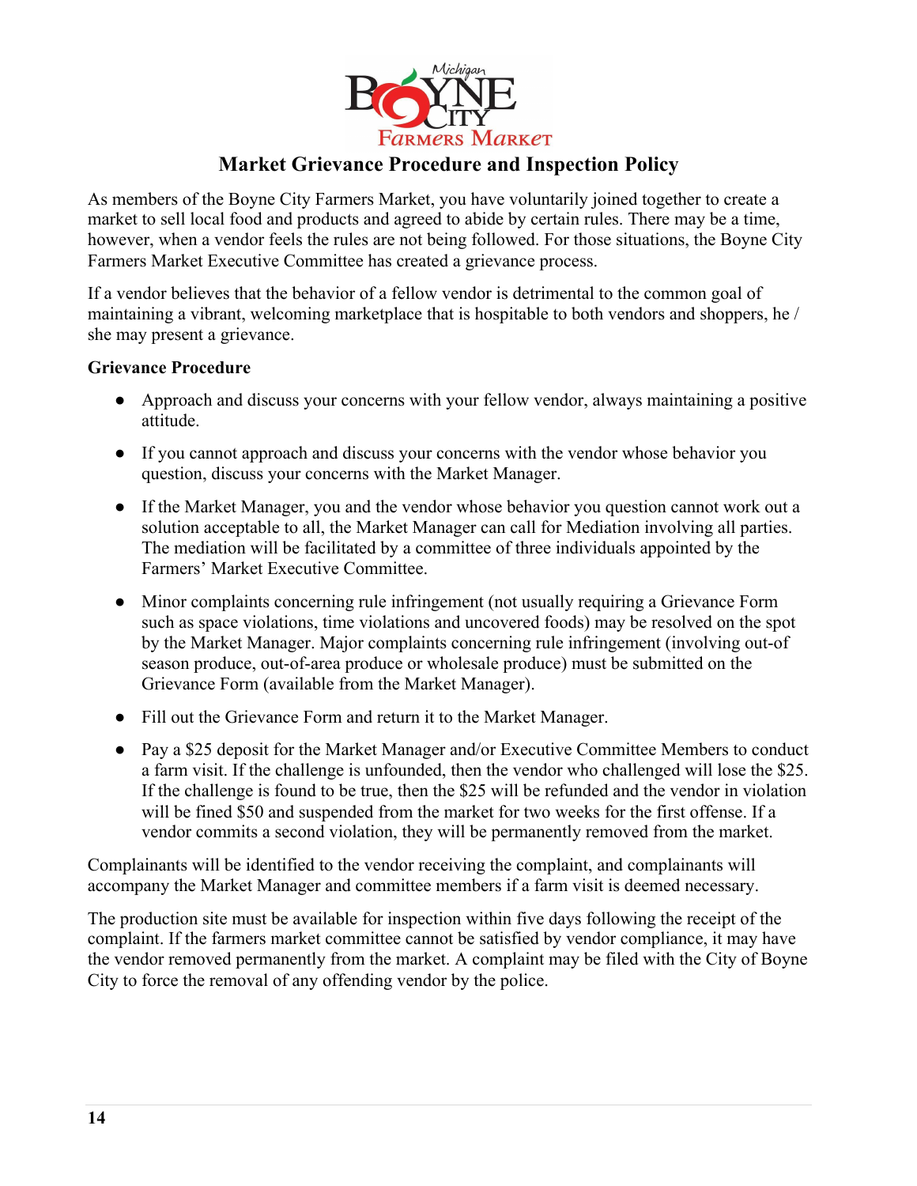# Market Grievance Procedure and Inspection Policy

As members of the Boyne City Farmers Market, you have voluntarily joined together to create a market to sell local food and products and agreed to abide by certain rules. There may be a time, however, when a vendor feels the rules are not being followed. For those situations, the Boyne City Farmers Market Executive Committee has created a grievance process.

If a vendor believes that the behavior of a fellow vendor is detrimental to the common goal of maintaining a vibrant, welcoming marketplace that is hospitable to both vendors and shoppers, he / she may present a grievance.

**Grievance Procedure**

- Approach and discuss your concerns with your fellow vendor, always maintaining a positive attitude.
- If you cannot approach and discuss your concerns with the vendor whose behavior you question, discuss your concerns with the Market Manager.
- If the Market Manager, you and the vendor whose behavior you question cannot work out a solution acceptable to all, the Market Manager can call for Mediation involving all parties. The mediation will be facilitated by a committee of three individuals appointed by the Farmers' Market Executive Committee.
- Minor complaints concerning rule infringement (not usually requiring a Grievance Form such as space violations, time violations and uncovered foods) may be resolved on the spot by the Market Manager. Major complaints concerning rule infringement (involving out-of season produce, out-of-area produce or wholesale produce) must be submitted on the Grievance Form (available from the Market Manager).
- Fill out the Grievance Form and return it to the Market Manager.
- Pay a $25 deposit for the Market Manager and/or Executive Committee Members to conduct a farm visit. If the challenge is unfounded, then the vendor who challenged will lose the $25. If the challenge is found to be true, then the $25 will be refunded and the vendor in violation will be fined $50 and suspended from the market for two weeks for the first offense. If a vendor commits a second violation, they will be permanently removed from the market.

Complainants will be identified to the vendor receiving the complaint, and complainants will accompany the Market Manager and committee members if a farm visit is deemed necessary.

The production site must be available for inspection within five days following the receipt of the complaint. If the farmers market committee cannot be satisfied by vendor compliance, it may have the vendor removed permanently from the market. A complaint may be filed with the City of Boyne City to force the removal of any offending vendor by the police.